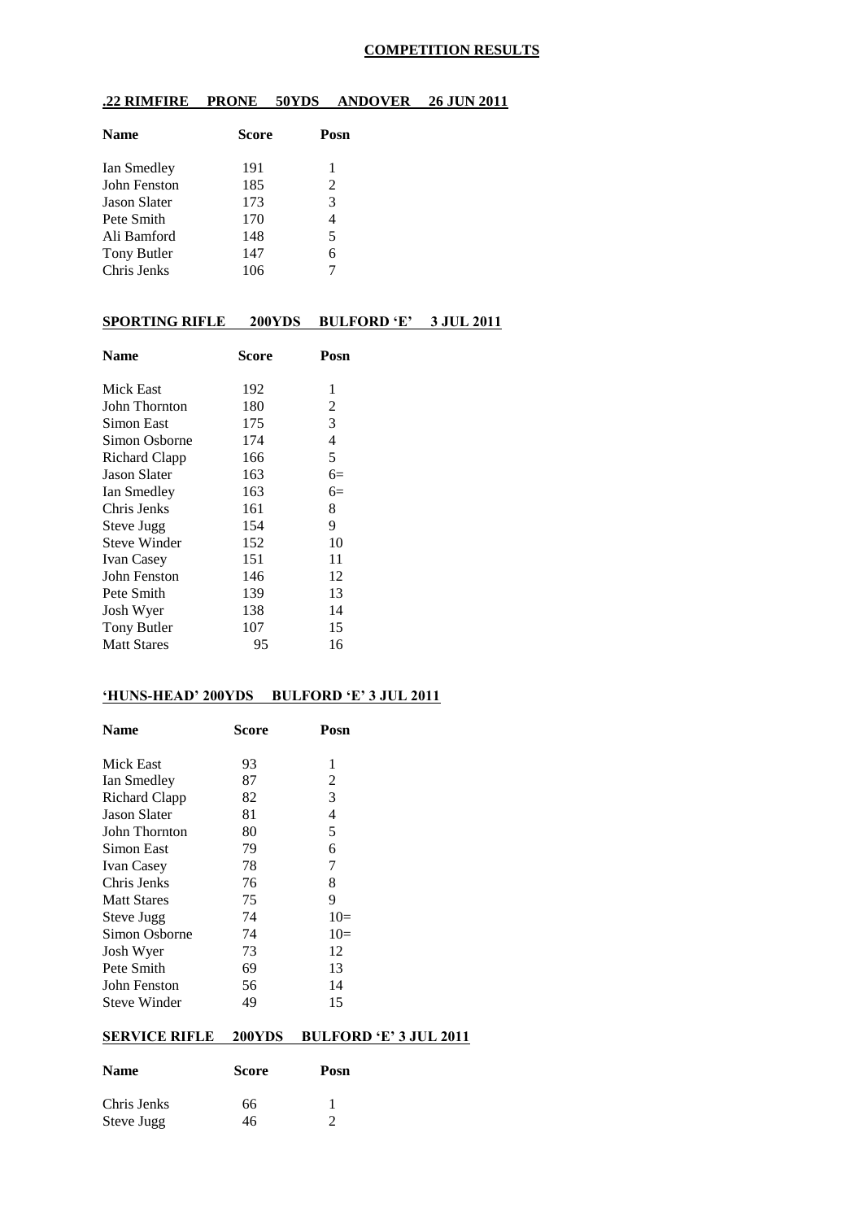# COMPETITION RESULTS

## .22 RIMFIRE PRONE 50YDS ANDOVER 26 JUN 2011

| Name | Score | Posn |
|---|---|---|
| Ian Smedley | 191 | 1 |
| John Fenston | 185 | 2 |
| Jason Slater | 173 | 3 |
| Pete Smith | 170 | 4 |
| Ali Bamford | 148 | 5 |
| Tony Butler | 147 | 6 |
| Chris Jenks | 106 | 7 |

## SPORTING RIFLE 200YDS BULFORD 'E' 3 JUL 2011

| Name | Score | Posn |
|---|---|---|
| Mick East | 192 | 1 |
| John Thornton | 180 | 2 |
| Simon East | 175 | 3 |
| Simon Osborne | 174 | 4 |
| Richard Clapp | 166 | 5 |
| Jason Slater | 163 | 6= |
| Ian Smedley | 163 | 6= |
| Chris Jenks | 161 | 8 |
| Steve Jugg | 154 | 9 |
| Steve Winder | 152 | 10 |
| Ivan Casey | 151 | 11 |
| John Fenston | 146 | 12 |
| Pete Smith | 139 | 13 |
| Josh Wyer | 138 | 14 |
| Tony Butler | 107 | 15 |
| Matt Stares | 95 | 16 |

## 'HUNS-HEAD' 200YDS BULFORD 'E' 3 JUL 2011

| Name | Score | Posn |
|---|---|---|
| Mick East | 93 | 1 |
| Ian Smedley | 87 | 2 |
| Richard Clapp | 82 | 3 |
| Jason Slater | 81 | 4 |
| John Thornton | 80 | 5 |
| Simon East | 79 | 6 |
| Ivan Casey | 78 | 7 |
| Chris Jenks | 76 | 8 |
| Matt Stares | 75 | 9 |
| Steve Jugg | 74 | 10= |
| Simon Osborne | 74 | 10= |
| Josh Wyer | 73 | 12 |
| Pete Smith | 69 | 13 |
| John Fenston | 56 | 14 |
| Steve Winder | 49 | 15 |

## SERVICE RIFLE 200YDS BULFORD 'E' 3 JUL 2011

| Name | Score | Posn |
|---|---|---|
| Chris Jenks | 66 | 1 |
| Steve Jugg | 46 | 2 |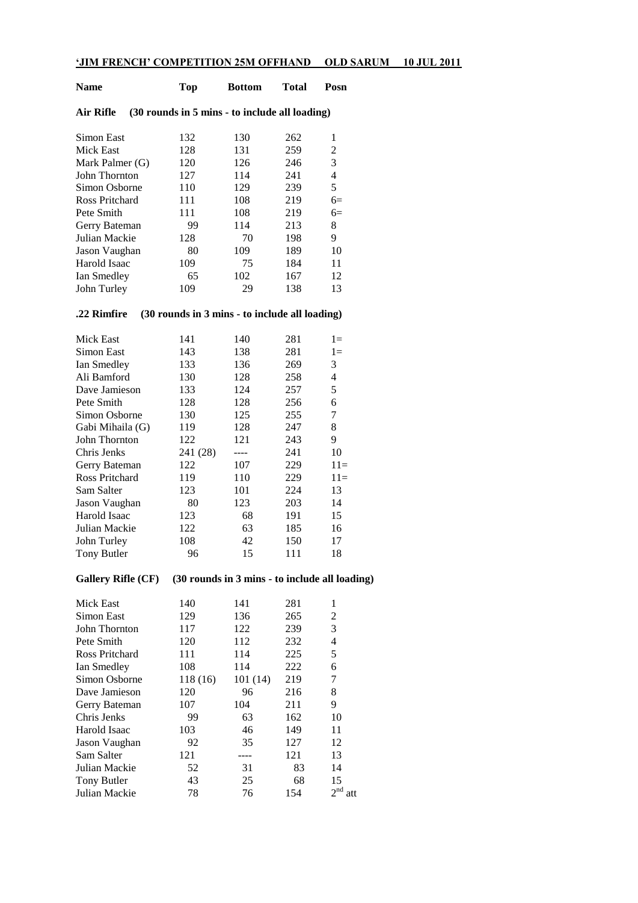**'JIM FRENCH' COMPETITION 25M OFFHAND OLD SARUM 10 JUL 2011**

| Name | Top | Bottom | Total | Posn |
|---|---|---|---|---|
| **Air Rifle** | **(30 rounds in 5 mins - to include all loading)** | | | |
| Simon East | 132 | 130 | 262 | 1 |
| Mick East | 128 | 131 | 259 | 2 |
| Mark Palmer (G) | 120 | 126 | 246 | 3 |
| John Thornton | 127 | 114 | 241 | 4 |
| Simon Osborne | 110 | 129 | 239 | 5 |
| Ross Pritchard | 111 | 108 | 219 | 6= |
| Pete Smith | 111 | 108 | 219 | 6= |
| Gerry Bateman | 99 | 114 | 213 | 8 |
| Julian Mackie | 128 | 70 | 198 | 9 |
| Jason Vaughan | 80 | 109 | 189 | 10 |
| Harold Isaac | 109 | 75 | 184 | 11 |
| Ian Smedley | 65 | 102 | 167 | 12 |
| John Turley | 109 | 29 | 138 | 13 |
| **.22 Rimfire** | **(30 rounds in 3 mins - to include all loading)** | | | |
| Mick East | 141 | 140 | 281 | 1= |
| Simon East | 143 | 138 | 281 | 1= |
| Ian Smedley | 133 | 136 | 269 | 3 |
| Ali Bamford | 130 | 128 | 258 | 4 |
| Dave Jamieson | 133 | 124 | 257 | 5 |
| Pete Smith | 128 | 128 | 256 | 6 |
| Simon Osborne | 130 | 125 | 255 | 7 |
| Gabi Mihaila (G) | 119 | 128 | 247 | 8 |
| John Thornton | 122 | 121 | 243 | 9 |
| Chris Jenks | 241 (28) | ---- | 241 | 10 |
| Gerry Bateman | 122 | 107 | 229 | 11= |
| Ross Pritchard | 119 | 110 | 229 | 11= |
| Sam Salter | 123 | 101 | 224 | 13 |
| Jason Vaughan | 80 | 123 | 203 | 14 |
| Harold Isaac | 123 | 68 | 191 | 15 |
| Julian Mackie | 122 | 63 | 185 | 16 |
| John Turley | 108 | 42 | 150 | 17 |
| Tony Butler | 96 | 15 | 111 | 18 |
| **Gallery Rifle (CF)** | **(30 rounds in 3 mins - to include all loading)** | | | |
| Mick East | 140 | 141 | 281 | 1 |
| Simon East | 129 | 136 | 265 | 2 |
| John Thornton | 117 | 122 | 239 | 3 |
| Pete Smith | 120 | 112 | 232 | 4 |
| Ross Pritchard | 111 | 114 | 225 | 5 |
| Ian Smedley | 108 | 114 | 222 | 6 |
| Simon Osborne | 118 (16) | 101 (14) | 219 | 7 |
| Dave Jamieson | 120 | 96 | 216 | 8 |
| Gerry Bateman | 107 | 104 | 211 | 9 |
| Chris Jenks | 99 | 63 | 162 | 10 |
| Harold Isaac | 103 | 46 | 149 | 11 |
| Jason Vaughan | 92 | 35 | 127 | 12 |
| Sam Salter | 121 | ---- | 121 | 13 |
| Julian Mackie | 52 | 31 | 83 | 14 |
| Tony Butler | 43 | 25 | 68 | 15 |
| Julian Mackie | 78 | 76 | 154 | 2nd att |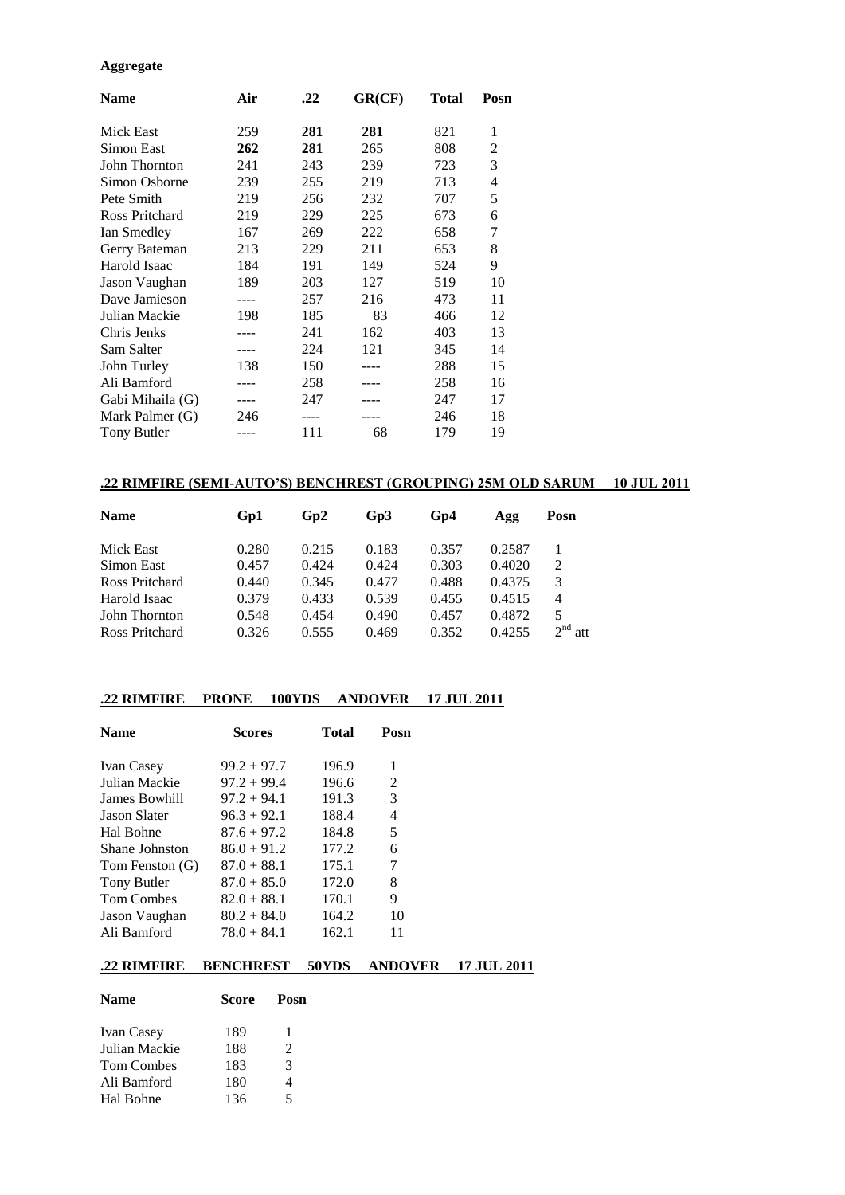**Aggregate**

| Name | Air | .22 | GR(CF) | Total | Posn |
|---|---|---|---|---|---|
| Mick East | 259 | **281** | **281** | 821 | 1 |
| Simon East | **262** | **281** | 265 | 808 | 2 |
| John Thornton | 241 | 243 | 239 | 723 | 3 |
| Simon Osborne | 239 | 255 | 219 | 713 | 4 |
| Pete Smith | 219 | 256 | 232 | 707 | 5 |
| Ross Pritchard | 219 | 229 | 225 | 673 | 6 |
| Ian Smedley | 167 | 269 | 222 | 658 | 7 |
| Gerry Bateman | 213 | 229 | 211 | 653 | 8 |
| Harold Isaac | 184 | 191 | 149 | 524 | 9 |
| Jason Vaughan | 189 | 203 | 127 | 519 | 10 |
| Dave Jamieson | ---- | 257 | 216 | 473 | 11 |
| Julian Mackie | 198 | 185 | 83 | 466 | 12 |
| Chris Jenks | ---- | 241 | 162 | 403 | 13 |
| Sam Salter | ---- | 224 | 121 | 345 | 14 |
| John Turley | 138 | 150 | ---- | 288 | 15 |
| Ali Bamford | ---- | 258 | ---- | 258 | 16 |
| Gabi Mihaila (G) | ---- | 247 | ---- | 247 | 17 |
| Mark Palmer (G) | 246 | ---- | ---- | 246 | 18 |
| Tony Butler | ---- | 111 | 68 | 179 | 19 |

**.22 RIMFIRE (SEMI-AUTO'S) BENCHREST (GROUPING) 25M OLD SARUM 10 JUL 2011**

| Name | Gp1 | Gp2 | Gp3 | Gp4 | Agg | Posn |
|---|---|---|---|---|---|---|
| Mick East | 0.280 | 0.215 | 0.183 | 0.357 | 0.2587 | 1 |
| Simon East | 0.457 | 0.424 | 0.424 | 0.303 | 0.4020 | 2 |
| Ross Pritchard | 0.440 | 0.345 | 0.477 | 0.488 | 0.4375 | 3 |
| Harold Isaac | 0.379 | 0.433 | 0.539 | 0.455 | 0.4515 | 4 |
| John Thornton | 0.548 | 0.454 | 0.490 | 0.457 | 0.4872 | 5 |
| Ross Pritchard | 0.326 | 0.555 | 0.469 | 0.352 | 0.4255 | 2nd att |

**.22 RIMFIRE PRONE 100YDS ANDOVER 17 JUL 2011**

| Name | Scores | Total | Posn |
|---|---|---|---|
| Ivan Casey | 99.2 + 97.7 | 196.9 | 1 |
| Julian Mackie | 97.2 + 99.4 | 196.6 | 2 |
| James Bowhill | 97.2 + 94.1 | 191.3 | 3 |
| Jason Slater | 96.3 + 92.1 | 188.4 | 4 |
| Hal Bohne | 87.6 + 97.2 | 184.8 | 5 |
| Shane Johnston | 86.0 + 91.2 | 177.2 | 6 |
| Tom Fenston (G) | 87.0 + 88.1 | 175.1 | 7 |
| Tony Butler | 87.0 + 85.0 | 172.0 | 8 |
| Tom Combes | 82.0 + 88.1 | 170.1 | 9 |
| Jason Vaughan | 80.2 + 84.0 | 164.2 | 10 |
| Ali Bamford | 78.0 + 84.1 | 162.1 | 11 |

**.22 RIMFIRE BENCHREST 50YDS ANDOVER 17 JUL 2011**

| Name | Score | Posn |
|---|---|---|
| Ivan Casey | 189 | 1 |
| Julian Mackie | 188 | 2 |
| Tom Combes | 183 | 3 |
| Ali Bamford | 180 | 4 |
| Hal Bohne | 136 | 5 |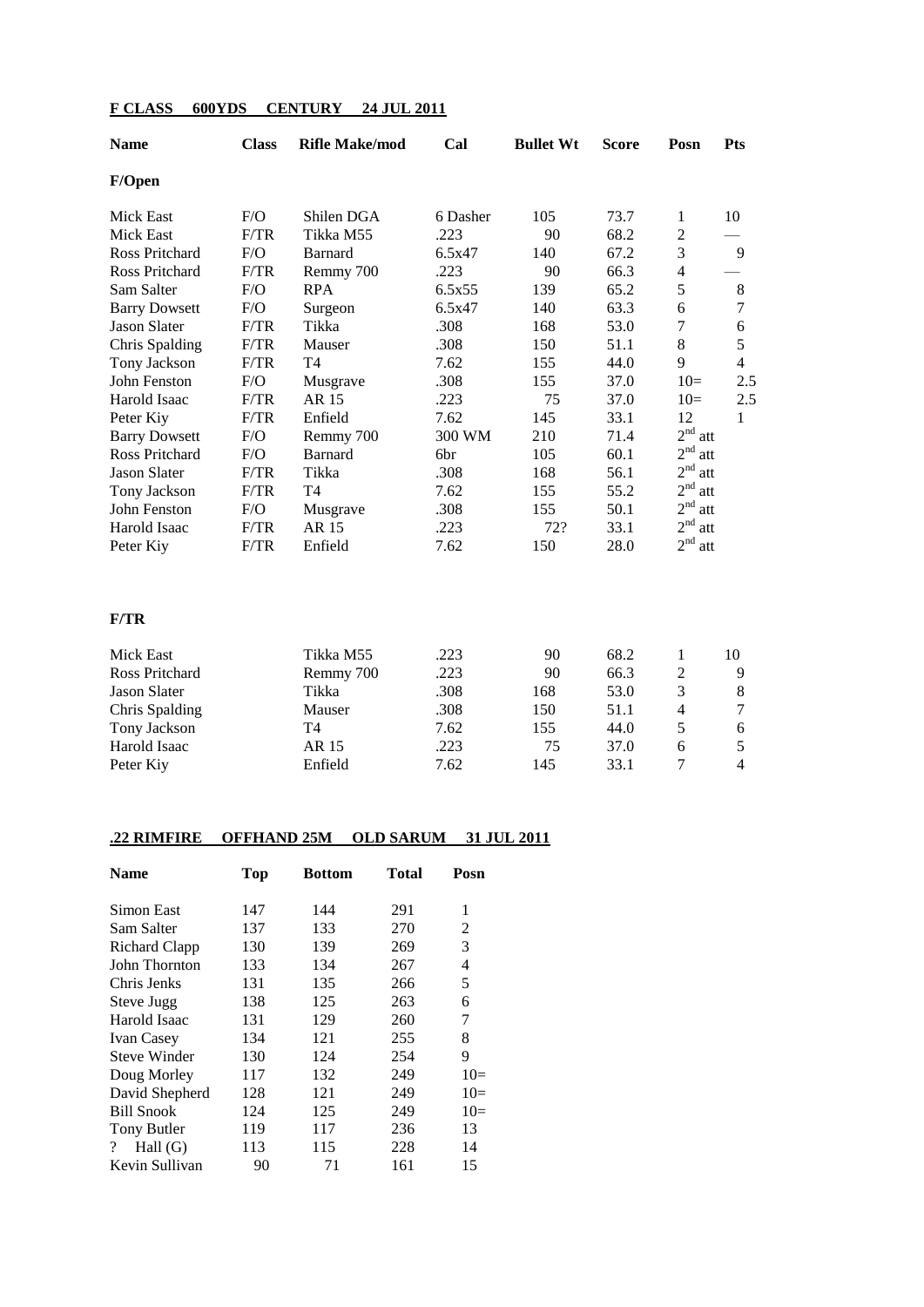**F CLASS 600YDS CENTURY 24 JUL 2011**

| Name | Class | Rifle Make/mod | Cal | Bullet Wt | Score | Posn | Pts |
|---|---|---|---|---|---|---|---|
| **F/Open** | | | | | | | |
| Mick East | F/O | Shilen DGA | 6 Dasher | 105 | 73.7 | 1 | 10 |
| Mick East | F/TR | Tikka M55 | .223 | 90 | 68.2 | 2 | — |
| Ross Pritchard | F/O | Barnard | 6.5x47 | 140 | 67.2 | 3 | 9 |
| Ross Pritchard | F/TR | Remmy 700 | .223 | 90 | 66.3 | 4 | — |
| Sam Salter | F/O | RPA | 6.5x55 | 139 | 65.2 | 5 | 8 |
| Barry Dowsett | F/O | Surgeon | 6.5x47 | 140 | 63.3 | 6 | 7 |
| Jason Slater | F/TR | Tikka | .308 | 168 | 53.0 | 7 | 6 |
| Chris Spalding | F/TR | Mauser | .308 | 150 | 51.1 | 8 | 5 |
| Tony Jackson | F/TR | T4 | 7.62 | 155 | 44.0 | 9 | 4 |
| John Fenston | F/O | Musgrave | .308 | 155 | 37.0 | 10= | 2.5 |
| Harold Isaac | F/TR | AR 15 | .223 | 75 | 37.0 | 10= | 2.5 |
| Peter Kiy | F/TR | Enfield | 7.62 | 145 | 33.1 | 12 | 1 |
| Barry Dowsett | F/O | Remmy 700 | 300 WM | 210 | 71.4 | 2nd att | |
| Ross Pritchard | F/O | Barnard | 6br | 105 | 60.1 | 2nd att | |
| Jason Slater | F/TR | Tikka | .308 | 168 | 56.1 | 2nd att | |
| Tony Jackson | F/TR | T4 | 7.62 | 155 | 55.2 | 2nd att | |
| John Fenston | F/O | Musgrave | .308 | 155 | 50.1 | 2nd att | |
| Harold Isaac | F/TR | AR 15 | .223 | 72? | 33.1 | 2nd att | |
| Peter Kiy | F/TR | Enfield | 7.62 | 150 | 28.0 | 2nd att | |

**F/TR**

| Name | Rifle Make/mod | Cal | Bullet Wt | Score | Posn | Pts |
|---|---|---|---|---|---|---|
| Mick East | Tikka M55 | .223 | 90 | 68.2 | 1 | 10 |
| Ross Pritchard | Remmy 700 | .223 | 90 | 66.3 | 2 | 9 |
| Jason Slater | Tikka | .308 | 168 | 53.0 | 3 | 8 |
| Chris Spalding | Mauser | .308 | 150 | 51.1 | 4 | 7 |
| Tony Jackson | T4 | 7.62 | 155 | 44.0 | 5 | 6 |
| Harold Isaac | AR 15 | .223 | 75 | 37.0 | 6 | 5 |
| Peter Kiy | Enfield | 7.62 | 145 | 33.1 | 7 | 4 |

**.22 RIMFIRE OFFHAND 25M OLD SARUM 31 JUL 2011**

| Name | Top | Bottom | Total | Posn |
|---|---|---|---|---|
| Simon East | 147 | 144 | 291 | 1 |
| Sam Salter | 137 | 133 | 270 | 2 |
| Richard Clapp | 130 | 139 | 269 | 3 |
| John Thornton | 133 | 134 | 267 | 4 |
| Chris Jenks | 131 | 135 | 266 | 5 |
| Steve Jugg | 138 | 125 | 263 | 6 |
| Harold Isaac | 131 | 129 | 260 | 7 |
| Ivan Casey | 134 | 121 | 255 | 8 |
| Steve Winder | 130 | 124 | 254 | 9 |
| Doug Morley | 117 | 132 | 249 | 10= |
| David Shepherd | 128 | 121 | 249 | 10= |
| Bill Snook | 124 | 125 | 249 | 10= |
| Tony Butler | 119 | 117 | 236 | 13 |
| ? Hall (G) | 113 | 115 | 228 | 14 |
| Kevin Sullivan | 90 | 71 | 161 | 15 |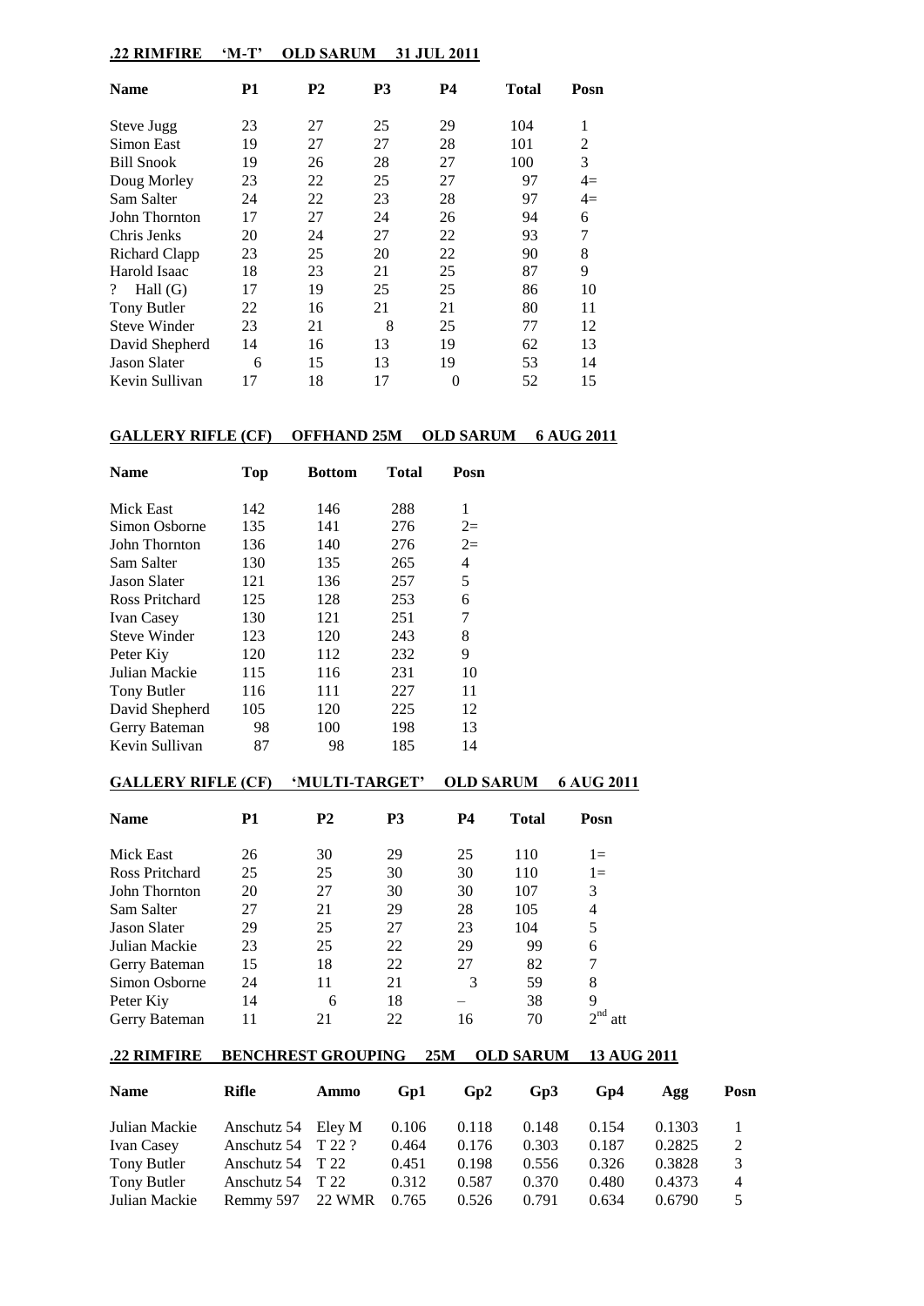**.22 RIMFIRE 'M-T' OLD SARUM 31 JUL 2011**

| Name | P1 | P2 | P3 | P4 | Total | Posn |
|---|---|---|---|---|---|---|
| Steve Jugg | 23 | 27 | 25 | 29 | 104 | 1 |
| Simon East | 19 | 27 | 27 | 28 | 101 | 2 |
| Bill Snook | 19 | 26 | 28 | 27 | 100 | 3 |
| Doug Morley | 23 | 22 | 25 | 27 | 97 | 4= |
| Sam Salter | 24 | 22 | 23 | 28 | 97 | 4= |
| John Thornton | 17 | 27 | 24 | 26 | 94 | 6 |
| Chris Jenks | 20 | 24 | 27 | 22 | 93 | 7 |
| Richard Clapp | 23 | 25 | 20 | 22 | 90 | 8 |
| Harold Isaac | 18 | 23 | 21 | 25 | 87 | 9 |
| ? Hall (G) | 17 | 19 | 25 | 25 | 86 | 10 |
| Tony Butler | 22 | 16 | 21 | 21 | 80 | 11 |
| Steve Winder | 23 | 21 | 8 | 25 | 77 | 12 |
| David Shepherd | 14 | 16 | 13 | 19 | 62 | 13 |
| Jason Slater | 6 | 15 | 13 | 19 | 53 | 14 |
| Kevin Sullivan | 17 | 18 | 17 | 0 | 52 | 15 |

**GALLERY RIFLE (CF) OFFHAND 25M OLD SARUM 6 AUG 2011**

| Name | Top | Bottom | Total | Posn |
|---|---|---|---|---|
| Mick East | 142 | 146 | 288 | 1 |
| Simon Osborne | 135 | 141 | 276 | 2= |
| John Thornton | 136 | 140 | 276 | 2= |
| Sam Salter | 130 | 135 | 265 | 4 |
| Jason Slater | 121 | 136 | 257 | 5 |
| Ross Pritchard | 125 | 128 | 253 | 6 |
| Ivan Casey | 130 | 121 | 251 | 7 |
| Steve Winder | 123 | 120 | 243 | 8 |
| Peter Kiy | 120 | 112 | 232 | 9 |
| Julian Mackie | 115 | 116 | 231 | 10 |
| Tony Butler | 116 | 111 | 227 | 11 |
| David Shepherd | 105 | 120 | 225 | 12 |
| Gerry Bateman | 98 | 100 | 198 | 13 |
| Kevin Sullivan | 87 | 98 | 185 | 14 |

**GALLERY RIFLE (CF) 'MULTI-TARGET' OLD SARUM 6 AUG 2011**

| Name | P1 | P2 | P3 | P4 | Total | Posn |
|---|---|---|---|---|---|---|
| Mick East | 26 | 30 | 29 | 25 | 110 | 1= |
| Ross Pritchard | 25 | 25 | 30 | 30 | 110 | 1= |
| John Thornton | 20 | 27 | 30 | 30 | 107 | 3 |
| Sam Salter | 27 | 21 | 29 | 28 | 105 | 4 |
| Jason Slater | 29 | 25 | 27 | 23 | 104 | 5 |
| Julian Mackie | 23 | 25 | 22 | 29 | 99 | 6 |
| Gerry Bateman | 15 | 18 | 22 | 27 | 82 | 7 |
| Simon Osborne | 24 | 11 | 21 | 3 | 59 | 8 |
| Peter Kiy | 14 | 6 | 18 | – | 38 | 9 |
| Gerry Bateman | 11 | 21 | 22 | 16 | 70 | 2nd att |

**.22 RIMFIRE BENCHREST GROUPING 25M OLD SARUM 13 AUG 2011**

| Name | Rifle | Ammo | Gp1 | Gp2 | Gp3 | Gp4 | Agg | Posn |
|---|---|---|---|---|---|---|---|---|
| Julian Mackie | Anschutz 54 | Eley M | 0.106 | 0.118 | 0.148 | 0.154 | 0.1303 | 1 |
| Ivan Casey | Anschutz 54 | T 22 ? | 0.464 | 0.176 | 0.303 | 0.187 | 0.2825 | 2 |
| Tony Butler | Anschutz 54 | T 22 | 0.451 | 0.198 | 0.556 | 0.326 | 0.3828 | 3 |
| Tony Butler | Anschutz 54 | T 22 | 0.312 | 0.587 | 0.370 | 0.480 | 0.4373 | 4 |
| Julian Mackie | Remmy 597 | 22 WMR | 0.765 | 0.526 | 0.791 | 0.634 | 0.6790 | 5 |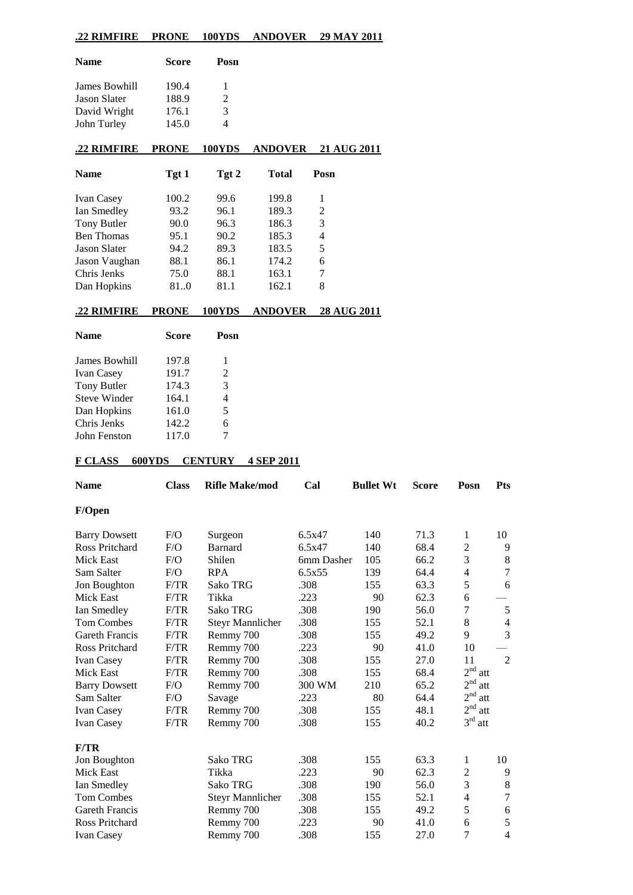**.22 RIMFIRE PRONE 100YDS ANDOVER 29 MAY 2011**

| Name | Score | Posn |
|---|---|---|
| James Bowhill | 190.4 | 1 |
| Jason Slater | 188.9 | 2 |
| David Wright | 176.1 | 3 |
| John Turley | 145.0 | 4 |

**.22 RIMFIRE PRONE 100YDS ANDOVER 21 AUG 2011**

| Name | Tgt 1 | Tgt 2 | Total | Posn |
|---|---|---|---|---|
| Ivan Casey | 100.2 | 99.6 | 199.8 | 1 |
| Ian Smedley | 93.2 | 96.1 | 189.3 | 2 |
| Tony Butler | 90.0 | 96.3 | 186.3 | 3 |
| Ben Thomas | 95.1 | 90.2 | 185.3 | 4 |
| Jason Slater | 94.2 | 89.3 | 183.5 | 5 |
| Jason Vaughan | 88.1 | 86.1 | 174.2 | 6 |
| Chris Jenks | 75.0 | 88.1 | 163.1 | 7 |
| Dan Hopkins | 81..0 | 81.1 | 162.1 | 8 |

**.22 RIMFIRE PRONE 100YDS ANDOVER 28 AUG 2011**

| Name | Score | Posn |
|---|---|---|
| James Bowhill | 197.8 | 1 |
| Ivan Casey | 191.7 | 2 |
| Tony Butler | 174.3 | 3 |
| Steve Winder | 164.1 | 4 |
| Dan Hopkins | 161.0 | 5 |
| Chris Jenks | 142.2 | 6 |
| John Fenston | 117.0 | 7 |

**F CLASS 600YDS CENTURY 4 SEP 2011**

| Name | Class | Rifle Make/mod | Cal | Bullet Wt | Score | Posn | Pts |
|---|---|---|---|---|---|---|---|
| **F/Open** | | | | | | | |
| Barry Dowsett | F/O | Surgeon | 6.5x47 | 140 | 71.3 | 1 | 10 |
| Ross Pritchard | F/O | Barnard | 6.5x47 | 140 | 68.4 | 2 | 9 |
| Mick East | F/O | Shilen | 6mm Dasher | 105 | 66.2 | 3 | 8 |
| Sam Salter | F/O | RPA | 6.5x55 | 139 | 64.4 | 4 | 7 |
| Jon Boughton | F/TR | Sako TRG | .308 | 155 | 63.3 | 5 | 6 |
| Mick East | F/TR | Tikka | .223 | 90 | 62.3 | 6 | — |
| Ian Smedley | F/TR | Sako TRG | .308 | 190 | 56.0 | 7 | 5 |
| Tom Combes | F/TR | Steyr Mannlicher | .308 | 155 | 52.1 | 8 | 4 |
| Gareth Francis | F/TR | Remmy 700 | .308 | 155 | 49.2 | 9 | 3 |
| Ross Pritchard | F/TR | Remmy 700 | .223 | 90 | 41.0 | 10 | — |
| Ivan Casey | F/TR | Remmy 700 | .308 | 155 | 27.0 | 11 | 2 |
| Mick East | F/TR | Remmy 700 | .308 | 155 | 68.4 | 2nd att | |
| Barry Dowsett | F/O | Remmy 700 | 300 WM | 210 | 65.2 | 2nd att | |
| Sam Salter | F/O | Savage | .223 | 80 | 64.4 | 2nd att | |
| Ivan Casey | F/TR | Remmy 700 | .308 | 155 | 48.1 | 2nd att | |
| Ivan Casey | F/TR | Remmy 700 | .308 | 155 | 40.2 | 3rd att | |
| **F/TR** | | | | | | | |
| Jon Boughton | | Sako TRG | .308 | 155 | 63.3 | 1 | 10 |
| Mick East | | Tikka | .223 | 90 | 62.3 | 2 | 9 |
| Ian Smedley | | Sako TRG | .308 | 190 | 56.0 | 3 | 8 |
| Tom Combes | | Steyr Mannlicher | .308 | 155 | 52.1 | 4 | 7 |
| Gareth Francis | | Remmy 700 | .308 | 155 | 49.2 | 5 | 6 |
| Ross Pritchard | | Remmy 700 | .223 | 90 | 41.0 | 6 | 5 |
| Ivan Casey | | Remmy 700 | .308 | 155 | 27.0 | 7 | 4 |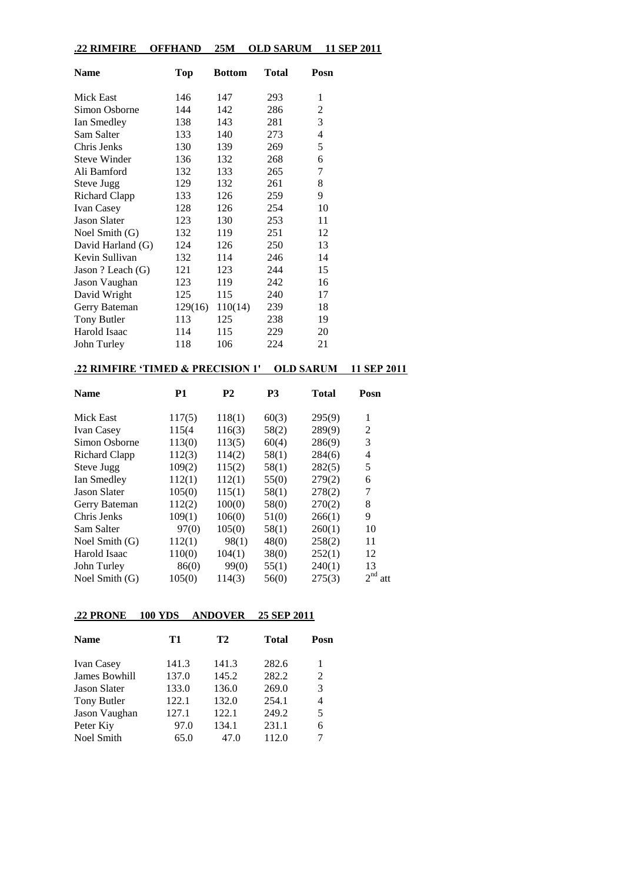**.22 RIMFIRE    OFFHAND    25M    OLD SARUM    11 SEP 2011**

| Name | Top | Bottom | Total | Posn |
|---|---|---|---|---|
| Mick East | 146 | 147 | 293 | 1 |
| Simon Osborne | 144 | 142 | 286 | 2 |
| Ian Smedley | 138 | 143 | 281 | 3 |
| Sam Salter | 133 | 140 | 273 | 4 |
| Chris Jenks | 130 | 139 | 269 | 5 |
| Steve Winder | 136 | 132 | 268 | 6 |
| Ali Bamford | 132 | 133 | 265 | 7 |
| Steve Jugg | 129 | 132 | 261 | 8 |
| Richard Clapp | 133 | 126 | 259 | 9 |
| Ivan Casey | 128 | 126 | 254 | 10 |
| Jason Slater | 123 | 130 | 253 | 11 |
| Noel Smith (G) | 132 | 119 | 251 | 12 |
| David Harland (G) | 124 | 126 | 250 | 13 |
| Kevin Sullivan | 132 | 114 | 246 | 14 |
| Jason ? Leach (G) | 121 | 123 | 244 | 15 |
| Jason Vaughan | 123 | 119 | 242 | 16 |
| David Wright | 125 | 115 | 240 | 17 |
| Gerry Bateman | 129(16) | 110(14) | 239 | 18 |
| Tony Butler | 113 | 125 | 238 | 19 |
| Harold Isaac | 114 | 115 | 229 | 20 |
| John Turley | 118 | 106 | 224 | 21 |

**.22 RIMFIRE 'TIMED & PRECISION 1'    OLD SARUM    11 SEP 2011**

| Name | P1 | P2 | P3 | Total | Posn |
|---|---|---|---|---|---|
| Mick East | 117(5) | 118(1) | 60(3) | 295(9) | 1 |
| Ivan Casey | 115(4 | 116(3) | 58(2) | 289(9) | 2 |
| Simon Osborne | 113(0) | 113(5) | 60(4) | 286(9) | 3 |
| Richard Clapp | 112(3) | 114(2) | 58(1) | 284(6) | 4 |
| Steve Jugg | 109(2) | 115(2) | 58(1) | 282(5) | 5 |
| Ian Smedley | 112(1) | 112(1) | 55(0) | 279(2) | 6 |
| Jason Slater | 105(0) | 115(1) | 58(1) | 278(2) | 7 |
| Gerry Bateman | 112(2) | 100(0) | 58(0) | 270(2) | 8 |
| Chris Jenks | 109(1) | 106(0) | 51(0) | 266(1) | 9 |
| Sam Salter | 97(0) | 105(0) | 58(1) | 260(1) | 10 |
| Noel Smith (G) | 112(1) | 98(1) | 48(0) | 258(2) | 11 |
| Harold Isaac | 110(0) | 104(1) | 38(0) | 252(1) | 12 |
| John Turley | 86(0) | 99(0) | 55(1) | 240(1) | 13 |
| Noel Smith (G) | 105(0) | 114(3) | 56(0) | 275(3) | 2nd att |

**.22 PRONE    100 YDS    ANDOVER    25 SEP 2011**

| Name | T1 | T2 | Total | Posn |
|---|---|---|---|---|
| Ivan Casey | 141.3 | 141.3 | 282.6 | 1 |
| James Bowhill | 137.0 | 145.2 | 282.2 | 2 |
| Jason Slater | 133.0 | 136.0 | 269.0 | 3 |
| Tony Butler | 122.1 | 132.0 | 254.1 | 4 |
| Jason Vaughan | 127.1 | 122.1 | 249.2 | 5 |
| Peter Kiy | 97.0 | 134.1 | 231.1 | 6 |
| Noel Smith | 65.0 | 47.0 | 112.0 | 7 |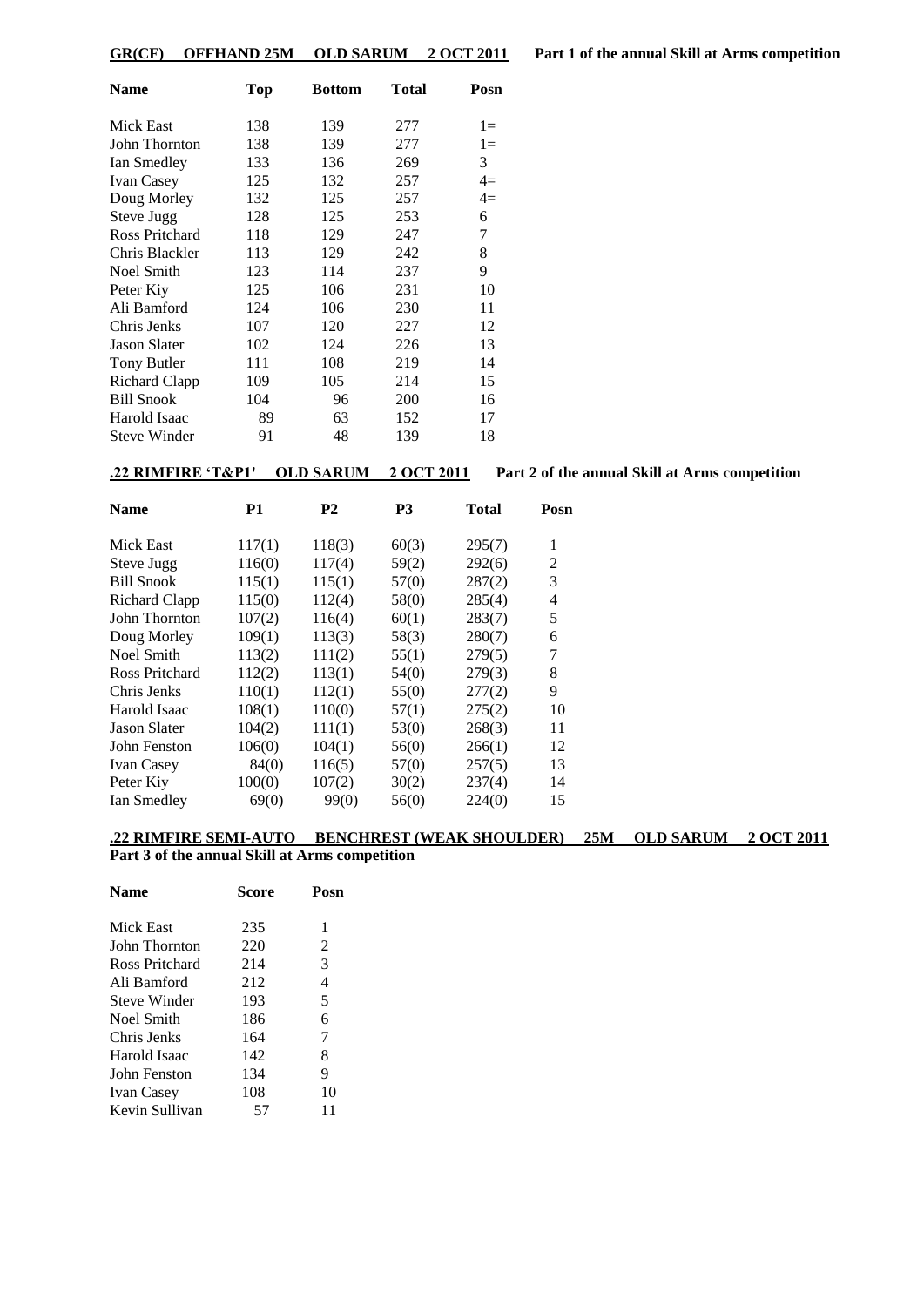**GR(CF) OFFHAND 25M OLD SARUM 2 OCT 2011** **Part 1 of the annual Skill at Arms competition**

| Name | Top | Bottom | Total | Posn |
|---|---|---|---|---|
| Mick East | 138 | 139 | 277 | 1= |
| John Thornton | 138 | 139 | 277 | 1= |
| Ian Smedley | 133 | 136 | 269 | 3 |
| Ivan Casey | 125 | 132 | 257 | 4= |
| Doug Morley | 132 | 125 | 257 | 4= |
| Steve Jugg | 128 | 125 | 253 | 6 |
| Ross Pritchard | 118 | 129 | 247 | 7 |
| Chris Blackler | 113 | 129 | 242 | 8 |
| Noel Smith | 123 | 114 | 237 | 9 |
| Peter Kiy | 125 | 106 | 231 | 10 |
| Ali Bamford | 124 | 106 | 230 | 11 |
| Chris Jenks | 107 | 120 | 227 | 12 |
| Jason Slater | 102 | 124 | 226 | 13 |
| Tony Butler | 111 | 108 | 219 | 14 |
| Richard Clapp | 109 | 105 | 214 | 15 |
| Bill Snook | 104 | 96 | 200 | 16 |
| Harold Isaac | 89 | 63 | 152 | 17 |
| Steve Winder | 91 | 48 | 139 | 18 |

**.22 RIMFIRE 'T&P1' OLD SARUM 2 OCT 2011** **Part 2 of the annual Skill at Arms competition**

| Name | P1 | P2 | P3 | Total | Posn |
|---|---|---|---|---|---|
| Mick East | 117(1) | 118(3) | 60(3) | 295(7) | 1 |
| Steve Jugg | 116(0) | 117(4) | 59(2) | 292(6) | 2 |
| Bill Snook | 115(1) | 115(1) | 57(0) | 287(2) | 3 |
| Richard Clapp | 115(0) | 112(4) | 58(0) | 285(4) | 4 |
| John Thornton | 107(2) | 116(4) | 60(1) | 283(7) | 5 |
| Doug Morley | 109(1) | 113(3) | 58(3) | 280(7) | 6 |
| Noel Smith | 113(2) | 111(2) | 55(1) | 279(5) | 7 |
| Ross Pritchard | 112(2) | 113(1) | 54(0) | 279(3) | 8 |
| Chris Jenks | 110(1) | 112(1) | 55(0) | 277(2) | 9 |
| Harold Isaac | 108(1) | 110(0) | 57(1) | 275(2) | 10 |
| Jason Slater | 104(2) | 111(1) | 53(0) | 268(3) | 11 |
| John Fenston | 106(0) | 104(1) | 56(0) | 266(1) | 12 |
| Ivan Casey | 84(0) | 116(5) | 57(0) | 257(5) | 13 |
| Peter Kiy | 100(0) | 107(2) | 30(2) | 237(4) | 14 |
| Ian Smedley | 69(0) | 99(0) | 56(0) | 224(0) | 15 |

**.22 RIMFIRE SEMI-AUTO BENCHREST (WEAK SHOULDER) 25M OLD SARUM 2 OCT 2011**
**Part 3 of the annual Skill at Arms competition**

| Name | Score | Posn |
|---|---|---|
| Mick East | 235 | 1 |
| John Thornton | 220 | 2 |
| Ross Pritchard | 214 | 3 |
| Ali Bamford | 212 | 4 |
| Steve Winder | 193 | 5 |
| Noel Smith | 186 | 6 |
| Chris Jenks | 164 | 7 |
| Harold Isaac | 142 | 8 |
| John Fenston | 134 | 9 |
| Ivan Casey | 108 | 10 |
| Kevin Sullivan | 57 | 11 |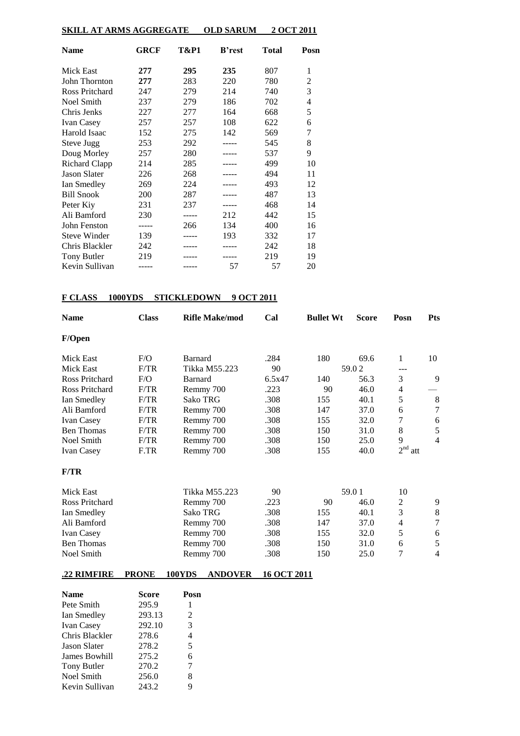**SKILL AT ARMS AGGREGATE     OLD SARUM     2 OCT 2011**

| Name | GRCF | T&P1 | B'rest | Total | Posn |
|---|---|---|---|---|---|
| Mick East | **277** | **295** | **235** | 807 | 1 |
| John Thornton | **277** | 283 | 220 | 780 | 2 |
| Ross Pritchard | 247 | 279 | 214 | 740 | 3 |
| Noel Smith | 237 | 279 | 186 | 702 | 4 |
| Chris Jenks | 227 | 277 | 164 | 668 | 5 |
| Ivan Casey | 257 | 257 | 108 | 622 | 6 |
| Harold Isaac | 152 | 275 | 142 | 569 | 7 |
| Steve Jugg | 253 | 292 | ----- | 545 | 8 |
| Doug Morley | 257 | 280 | ----- | 537 | 9 |
| Richard Clapp | 214 | 285 | ----- | 499 | 10 |
| Jason Slater | 226 | 268 | ----- | 494 | 11 |
| Ian Smedley | 269 | 224 | ----- | 493 | 12 |
| Bill Snook | 200 | 287 | ----- | 487 | 13 |
| Peter Kiy | 231 | 237 | ----- | 468 | 14 |
| Ali Bamford | 230 | ----- | 212 | 442 | 15 |
| John Fenston | ----- | 266 | 134 | 400 | 16 |
| Steve Winder | 139 | ----- | 193 | 332 | 17 |
| Chris Blackler | 242 | ----- | ----- | 242 | 18 |
| Tony Butler | 219 | ----- | ----- | 219 | 19 |
| Kevin Sullivan | ----- | ----- | 57 | 57 | 20 |

**F CLASS     1000YDS     STICKLEDOWN     9 OCT 2011**

| Name | Class | Rifle Make/mod | Cal | Bullet Wt | Score | Posn | Pts |
|---|---|---|---|---|---|---|---|
| **F/Open** | | | | | | | |
| Mick East | F/O | Barnard | .284 | 180 | 69.6 | 1 | 10 |
| Mick East | F/TR | Tikka M55.223 | 90 | | 59.0 2 | --- | |
| Ross Pritchard | F/O | Barnard | 6.5x47 | 140 | 56.3 | 3 | 9 |
| Ross Pritchard | F/TR | Remmy 700 | .223 | 90 | 46.0 | 4 | — |
| Ian Smedley | F/TR | Sako TRG | .308 | 155 | 40.1 | 5 | 8 |
| Ali Bamford | F/TR | Remmy 700 | .308 | 147 | 37.0 | 6 | 7 |
| Ivan Casey | F/TR | Remmy 700 | .308 | 155 | 32.0 | 7 | 6 |
| Ben Thomas | F/TR | Remmy 700 | .308 | 150 | 31.0 | 8 | 5 |
| Noel Smith | F/TR | Remmy 700 | .308 | 150 | 25.0 | 9 | 4 |
| Ivan Casey | F.TR | Remmy 700 | .308 | 155 | 40.0 | 2nd att | |
| **F/TR** | | | | | | | |
| Mick East | | Tikka M55.223 | 90 | | 59.0 1 | 10 | |
| Ross Pritchard | | Remmy 700 | .223 | 90 | 46.0 | 2 | 9 |
| Ian Smedley | | Sako TRG | .308 | 155 | 40.1 | 3 | 8 |
| Ali Bamford | | Remmy 700 | .308 | 147 | 37.0 | 4 | 7 |
| Ivan Casey | | Remmy 700 | .308 | 155 | 32.0 | 5 | 6 |
| Ben Thomas | | Remmy 700 | .308 | 150 | 31.0 | 6 | 5 |
| Noel Smith | | Remmy 700 | .308 | 150 | 25.0 | 7 | 4 |

**.22 RIMFIRE     PRONE     100YDS     ANDOVER     16 OCT 2011**

| Name | Score | Posn |
|---|---|---|
| Pete Smith | 295.9 | 1 |
| Ian Smedley | 293.13 | 2 |
| Ivan Casey | 292.10 | 3 |
| Chris Blackler | 278.6 | 4 |
| Jason Slater | 278.2 | 5 |
| James Bowhill | 275.2 | 6 |
| Tony Butler | 270.2 | 7 |
| Noel Smith | 256.0 | 8 |
| Kevin Sullivan | 243.2 | 9 |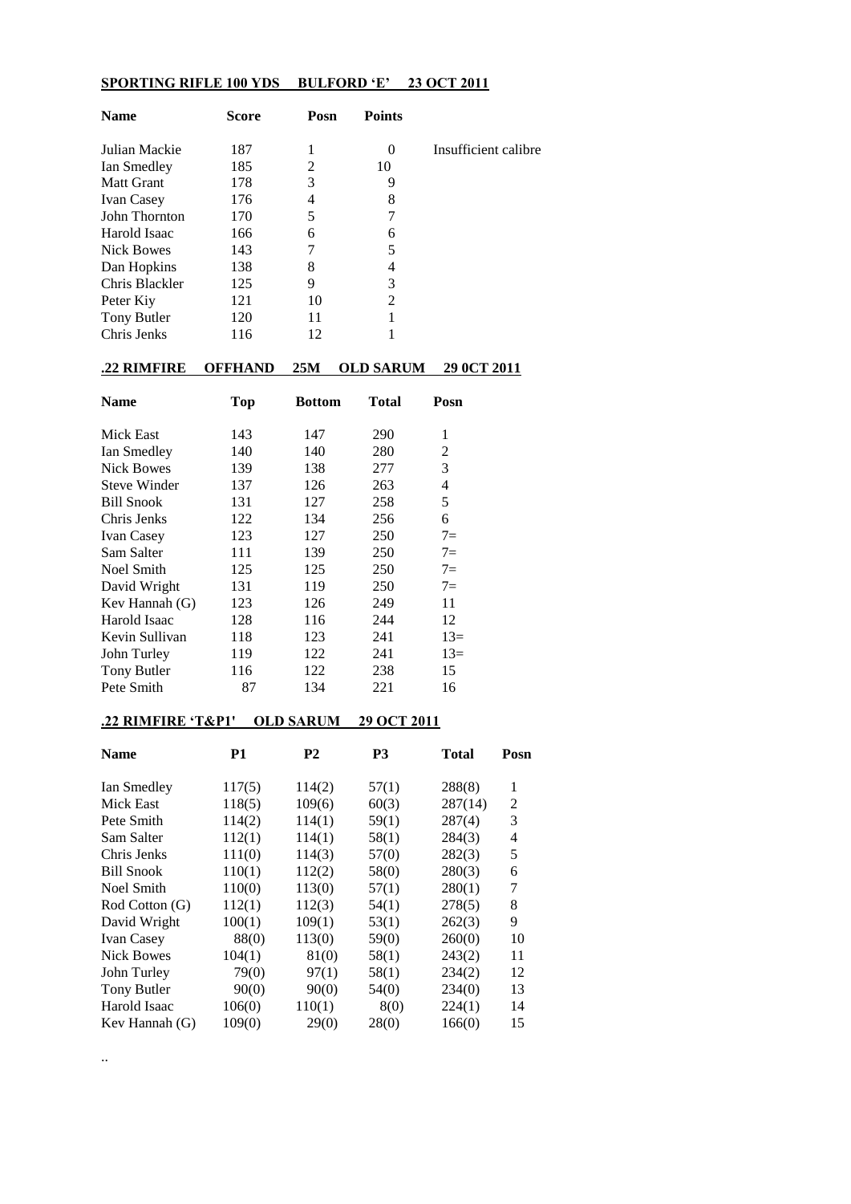**SPORTING RIFLE 100 YDS BULFORD 'E' 23 OCT 2011**

| Name | Score | Posn | Points | |
|---|---|---|---|---|
| Julian Mackie | 187 | 1 | 0 | Insufficient calibre |
| Ian Smedley | 185 | 2 | 10 | |
| Matt Grant | 178 | 3 | 9 | |
| Ivan Casey | 176 | 4 | 8 | |
| John Thornton | 170 | 5 | 7 | |
| Harold Isaac | 166 | 6 | 6 | |
| Nick Bowes | 143 | 7 | 5 | |
| Dan Hopkins | 138 | 8 | 4 | |
| Chris Blackler | 125 | 9 | 3 | |
| Peter Kiy | 121 | 10 | 2 | |
| Tony Butler | 120 | 11 | 1 | |
| Chris Jenks | 116 | 12 | 1 | |

**.22 RIMFIRE OFFHAND 25M OLD SARUM 29 0CT 2011**

| Name | Top | Bottom | Total | Posn |
|---|---|---|---|---|
| Mick East | 143 | 147 | 290 | 1 |
| Ian Smedley | 140 | 140 | 280 | 2 |
| Nick Bowes | 139 | 138 | 277 | 3 |
| Steve Winder | 137 | 126 | 263 | 4 |
| Bill Snook | 131 | 127 | 258 | 5 |
| Chris Jenks | 122 | 134 | 256 | 6 |
| Ivan Casey | 123 | 127 | 250 | 7= |
| Sam Salter | 111 | 139 | 250 | 7= |
| Noel Smith | 125 | 125 | 250 | 7= |
| David Wright | 131 | 119 | 250 | 7= |
| Kev Hannah (G) | 123 | 126 | 249 | 11 |
| Harold Isaac | 128 | 116 | 244 | 12 |
| Kevin Sullivan | 118 | 123 | 241 | 13= |
| John Turley | 119 | 122 | 241 | 13= |
| Tony Butler | 116 | 122 | 238 | 15 |
| Pete Smith | 87 | 134 | 221 | 16 |

**.22 RIMFIRE 'T&P1' OLD SARUM 29 OCT 2011**

| Name | P1 | P2 | P3 | Total | Posn |
|---|---|---|---|---|---|
| Ian Smedley | 117(5) | 114(2) | 57(1) | 288(8) | 1 |
| Mick East | 118(5) | 109(6) | 60(3) | 287(14) | 2 |
| Pete Smith | 114(2) | 114(1) | 59(1) | 287(4) | 3 |
| Sam Salter | 112(1) | 114(1) | 58(1) | 284(3) | 4 |
| Chris Jenks | 111(0) | 114(3) | 57(0) | 282(3) | 5 |
| Bill Snook | 110(1) | 112(2) | 58(0) | 280(3) | 6 |
| Noel Smith | 110(0) | 113(0) | 57(1) | 280(1) | 7 |
| Rod Cotton (G) | 112(1) | 112(3) | 54(1) | 278(5) | 8 |
| David Wright | 100(1) | 109(1) | 53(1) | 262(3) | 9 |
| Ivan Casey | 88(0) | 113(0) | 59(0) | 260(0) | 10 |
| Nick Bowes | 104(1) | 81(0) | 58(1) | 243(2) | 11 |
| John Turley | 79(0) | 97(1) | 58(1) | 234(2) | 12 |
| Tony Butler | 90(0) | 90(0) | 54(0) | 234(0) | 13 |
| Harold Isaac | 106(0) | 110(1) | 8(0) | 224(1) | 14 |
| Kev Hannah (G) | 109(0) | 29(0) | 28(0) | 166(0) | 15 |

..